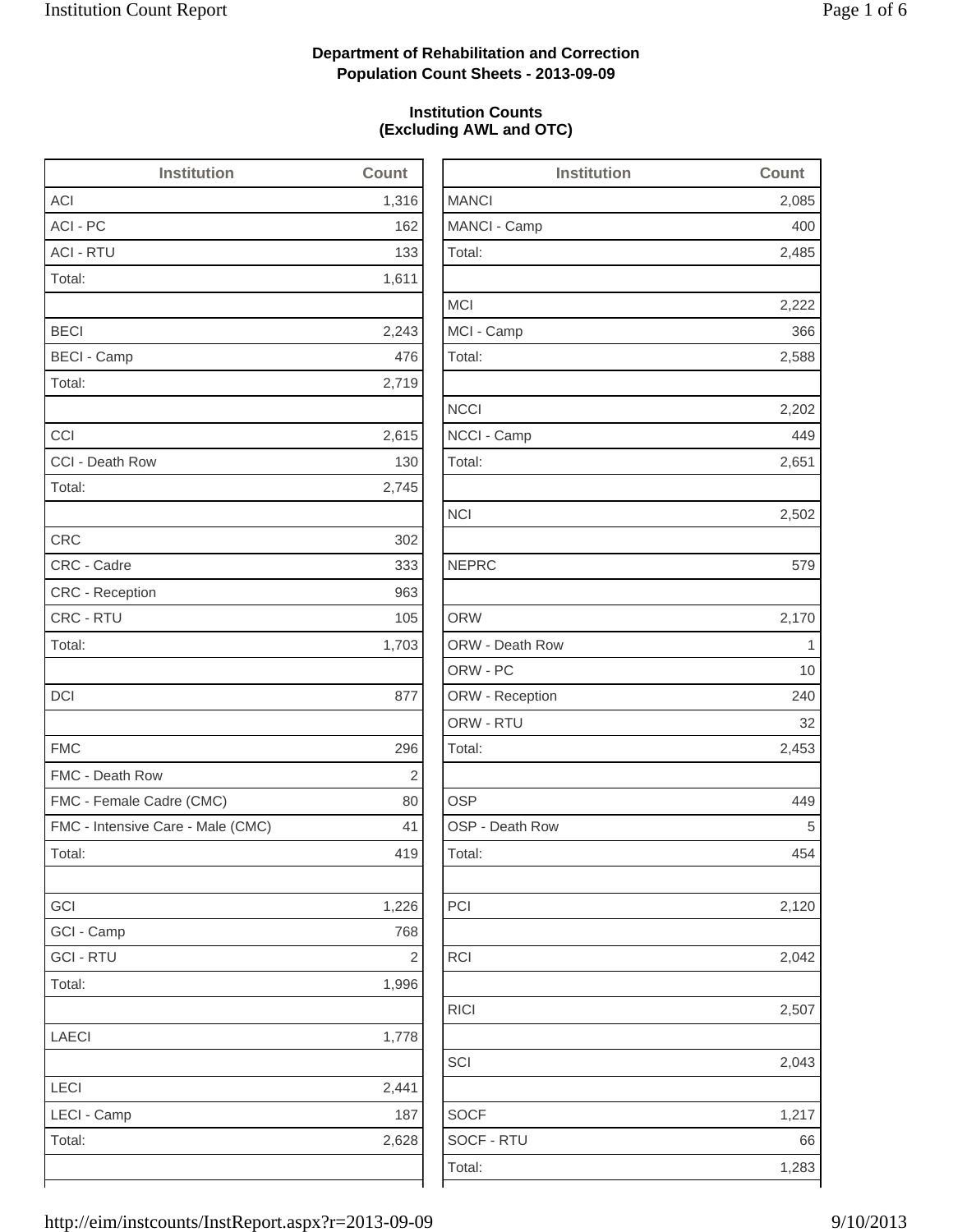**Department of Rehabilitation and Correction**
**Population Count Sheets - 2013-09-09**

**Institution Counts**
**(Excluding AWL and OTC)**

| Institution | Count |
|---|---|
| ACI | 1,316 |
| ACI - PC | 162 |
| ACI - RTU | 133 |
| Total: | 1,611 |
| | |
| BECI | 2,243 |
| BECI - Camp | 476 |
| Total: | 2,719 |
| | |
| CCI | 2,615 |
| CCI - Death Row | 130 |
| Total: | 2,745 |
| | |
| CRC | 302 |
| CRC - Cadre | 333 |
| CRC - Reception | 963 |
| CRC - RTU | 105 |
| Total: | 1,703 |
| | |
| DCI | 877 |
| | |
| FMC | 296 |
| FMC - Death Row | 2 |
| FMC - Female Cadre (CMC) | 80 |
| FMC - Intensive Care - Male (CMC) | 41 |
| Total: | 419 |
| | |
| GCI | 1,226 |
| GCI - Camp | 768 |
| GCI - RTU | 2 |
| Total: | 1,996 |
| | |
| LAECI | 1,778 |
| | |
| LECI | 2,441 |
| LECI - Camp | 187 |
| Total: | 2,628 |

| Institution | Count |
|---|---|
| MANCI | 2,085 |
| MANCI - Camp | 400 |
| Total: | 2,485 |
| | |
| MCI | 2,222 |
| MCI - Camp | 366 |
| Total: | 2,588 |
| | |
| NCCI | 2,202 |
| NCCI - Camp | 449 |
| Total: | 2,651 |
| | |
| NCI | 2,502 |
| | |
| NEPRC | 579 |
| | |
| ORW | 2,170 |
| ORW - Death Row | 1 |
| ORW - PC | 10 |
| ORW - Reception | 240 |
| ORW - RTU | 32 |
| Total: | 2,453 |
| | |
| OSP | 449 |
| OSP - Death Row | 5 |
| Total: | 454 |
| | |
| PCI | 2,120 |
| | |
| RCI | 2,042 |
| | |
| RICI | 2,507 |
| | |
| SCI | 2,043 |
| | |
| SOCF | 1,217 |
| SOCF - RTU | 66 |
| Total: | 1,283 |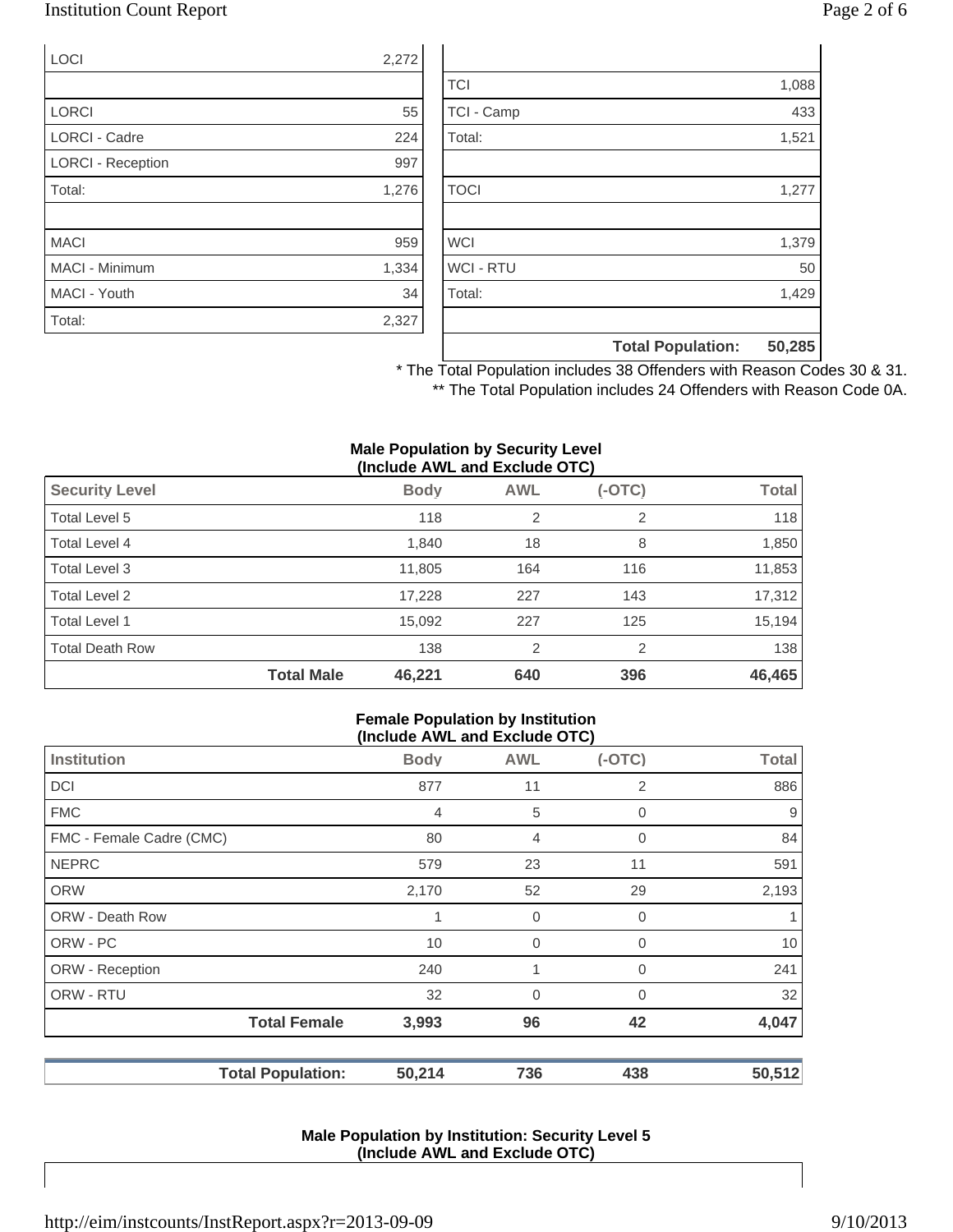| | |
|---|---|
| LOCI | 2,272 |
| | |
| LORCI | 55 |
| LORCI - Cadre | 224 |
| LORCI - Reception | 997 |
| Total: | 1,276 |
| | |
| MACI | 959 |
| MACI - Minimum | 1,334 |
| MACI - Youth | 34 |
| Total: | 2,327 |

| | |
|---|---|
| | |
| TCI | 1,088 |
| TCI - Camp | 433 |
| Total: | 1,521 |
| | |
| TOCI | 1,277 |
| | |
| WCI | 1,379 |
| WCI - RTU | 50 |
| Total: | 1,429 |
| | |
| **Total Population:** | **50,285** |

\* The Total Population includes 38 Offenders with Reason Codes 30 & 31.

\*\* The Total Population includes 24 Offenders with Reason Code 0A.

**Male Population by Security Level (Include AWL and Exclude OTC)**

| Security Level | Body | AWL | (-OTC) | Total |
|---|---|---|---|---|
| Total Level 5 | 118 | 2 | 2 | 118 |
| Total Level 4 | 1,840 | 18 | 8 | 1,850 |
| Total Level 3 | 11,805 | 164 | 116 | 11,853 |
| Total Level 2 | 17,228 | 227 | 143 | 17,312 |
| Total Level 1 | 15,092 | 227 | 125 | 15,194 |
| Total Death Row | 138 | 2 | 2 | 138 |
| **Total Male** | **46,221** | **640** | **396** | **46,465** |

**Female Population by Institution (Include AWL and Exclude OTC)**

| Institution | Body | AWL | (-OTC) | Total |
|---|---|---|---|---|
| DCI | 877 | 11 | 2 | 886 |
| FMC | 4 | 5 | 0 | 9 |
| FMC - Female Cadre (CMC) | 80 | 4 | 0 | 84 |
| NEPRC | 579 | 23 | 11 | 591 |
| ORW | 2,170 | 52 | 29 | 2,193 |
| ORW - Death Row | 1 | 0 | 0 | 1 |
| ORW - PC | 10 | 0 | 0 | 10 |
| ORW - Reception | 240 | 1 | 0 | 241 |
| ORW - RTU | 32 | 0 | 0 | 32 |
| **Total Female** | **3,993** | **96** | **42** | **4,047** |

| | | | | |
|---|---|---|---|---|
| **Total Population:** | **50,214** | **736** | **438** | **50,512** |

**Male Population by Institution: Security Level 5 (Include AWL and Exclude OTC)**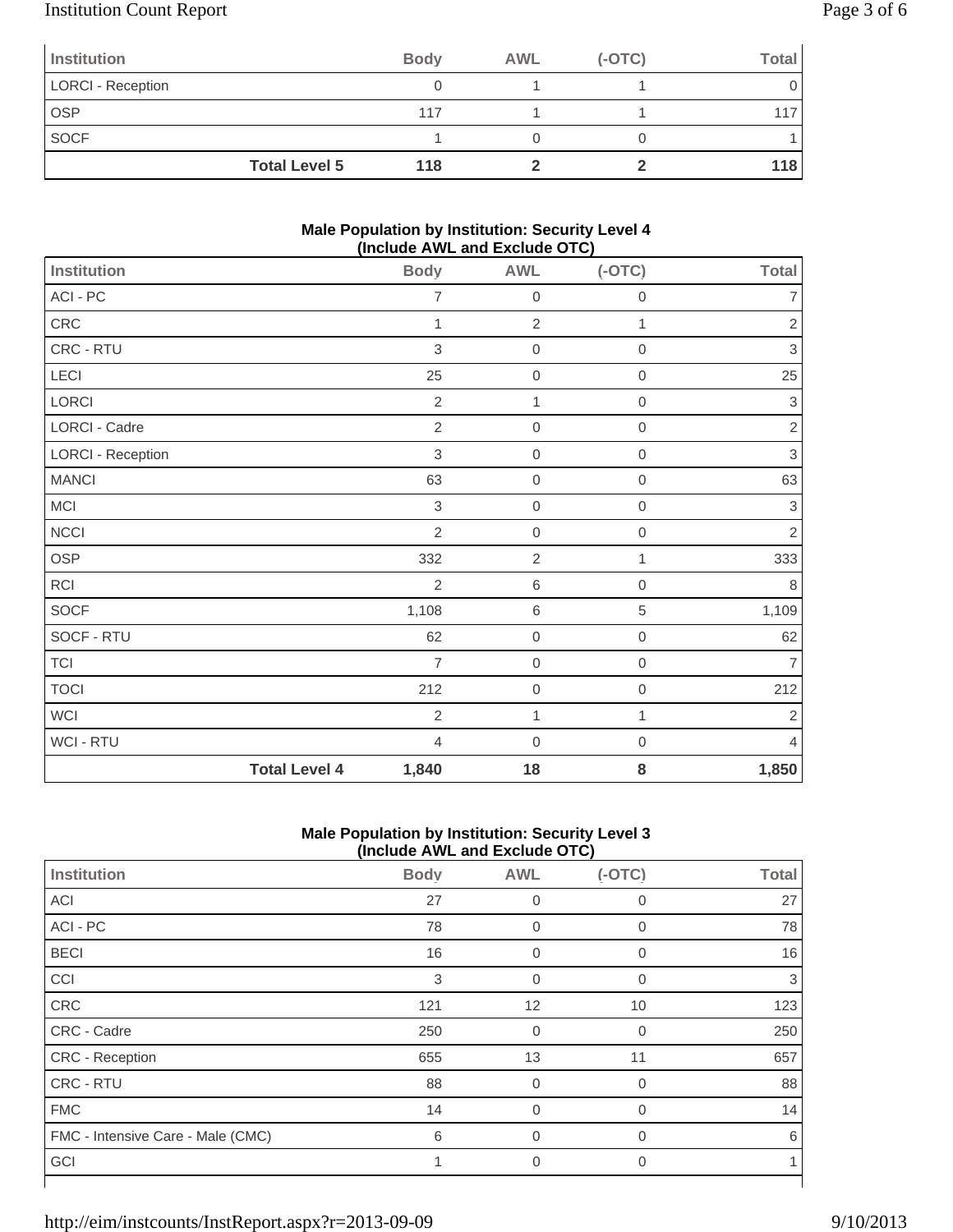| Institution | Body | AWL | (-OTC) | Total |
|---|---|---|---|---|
| LORCI - Reception | 0 | 1 | 1 | 0 |
| OSP | 117 | 1 | 1 | 117 |
| SOCF | 1 | 0 | 0 | 1 |
| **Total Level 5** | **118** | **2** | **2** | **118** |

**Male Population by Institution: Security Level 4 (Include AWL and Exclude OTC)**

| Institution | Body | AWL | (-OTC) | Total |
|---|---|---|---|---|
| ACI - PC | 7 | 0 | 0 | 7 |
| CRC | 1 | 2 | 1 | 2 |
| CRC - RTU | 3 | 0 | 0 | 3 |
| LECI | 25 | 0 | 0 | 25 |
| LORCI | 2 | 1 | 0 | 3 |
| LORCI - Cadre | 2 | 0 | 0 | 2 |
| LORCI - Reception | 3 | 0 | 0 | 3 |
| MANCI | 63 | 0 | 0 | 63 |
| MCI | 3 | 0 | 0 | 3 |
| NCCI | 2 | 0 | 0 | 2 |
| OSP | 332 | 2 | 1 | 333 |
| RCI | 2 | 6 | 0 | 8 |
| SOCF | 1,108 | 6 | 5 | 1,109 |
| SOCF - RTU | 62 | 0 | 0 | 62 |
| TCI | 7 | 0 | 0 | 7 |
| TOCI | 212 | 0 | 0 | 212 |
| WCI | 2 | 1 | 1 | 2 |
| WCI - RTU | 4 | 0 | 0 | 4 |
| **Total Level 4** | **1,840** | **18** | **8** | **1,850** |

**Male Population by Institution: Security Level 3 (Include AWL and Exclude OTC)**

| Institution | Body | AWL | (-OTC) | Total |
|---|---|---|---|---|
| ACI | 27 | 0 | 0 | 27 |
| ACI - PC | 78 | 0 | 0 | 78 |
| BECI | 16 | 0 | 0 | 16 |
| CCI | 3 | 0 | 0 | 3 |
| CRC | 121 | 12 | 10 | 123 |
| CRC - Cadre | 250 | 0 | 0 | 250 |
| CRC - Reception | 655 | 13 | 11 | 657 |
| CRC - RTU | 88 | 0 | 0 | 88 |
| FMC | 14 | 0 | 0 | 14 |
| FMC - Intensive Care - Male (CMC) | 6 | 0 | 0 | 6 |
| GCI | 1 | 0 | 0 | 1 |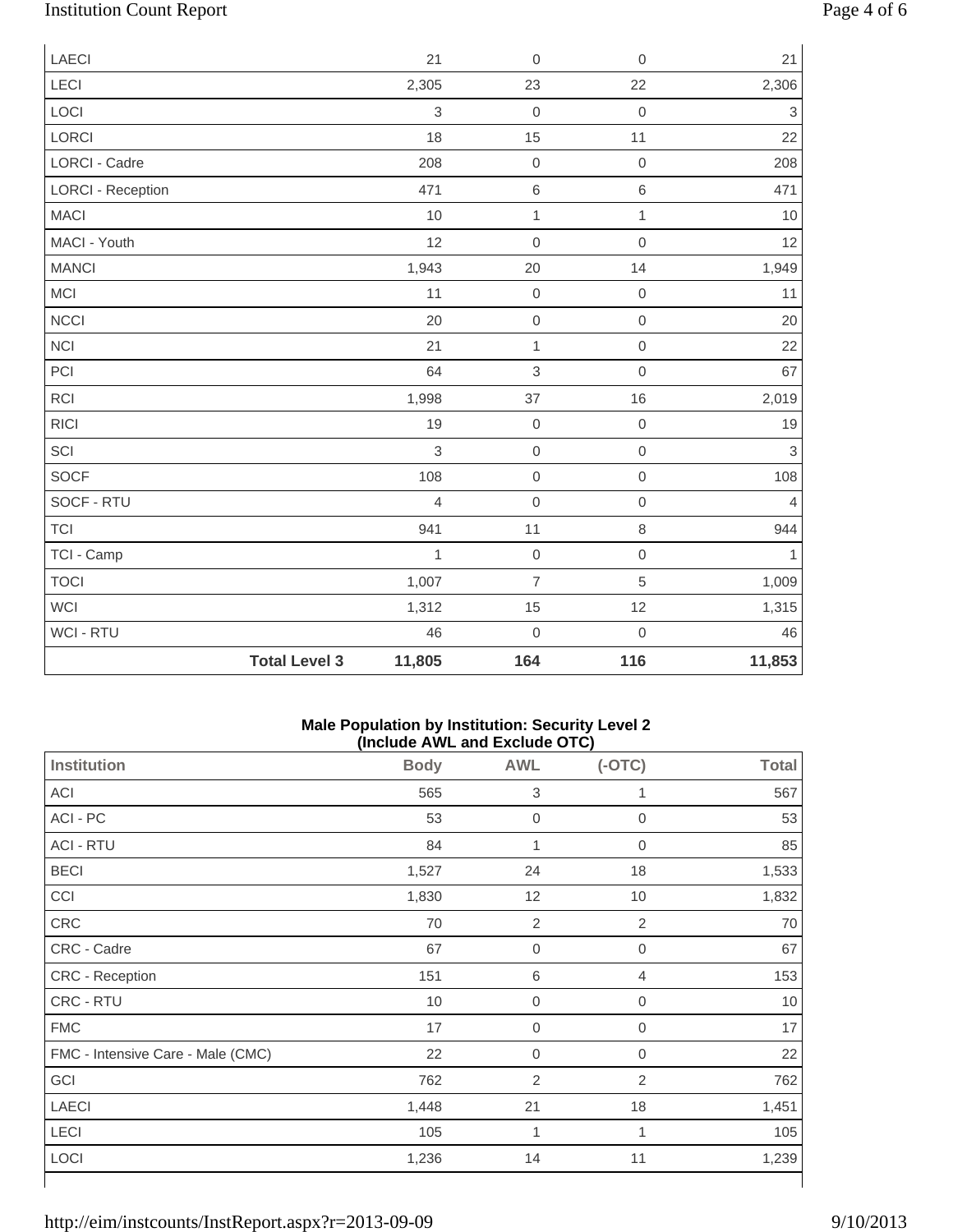| | Body | AWL | (-OTC) | Total |
|---|---|---|---|---|
| LAECI | 21 | 0 | 0 | 21 |
| LECI | 2,305 | 23 | 22 | 2,306 |
| LOCI | 3 | 0 | 0 | 3 |
| LORCI | 18 | 15 | 11 | 22 |
| LORCI - Cadre | 208 | 0 | 0 | 208 |
| LORCI - Reception | 471 | 6 | 6 | 471 |
| MACI | 10 | 1 | 1 | 10 |
| MACI - Youth | 12 | 0 | 0 | 12 |
| MANCI | 1,943 | 20 | 14 | 1,949 |
| MCI | 11 | 0 | 0 | 11 |
| NCCI | 20 | 0 | 0 | 20 |
| NCI | 21 | 1 | 0 | 22 |
| PCI | 64 | 3 | 0 | 67 |
| RCI | 1,998 | 37 | 16 | 2,019 |
| RICI | 19 | 0 | 0 | 19 |
| SCI | 3 | 0 | 0 | 3 |
| SOCF | 108 | 0 | 0 | 108 |
| SOCF - RTU | 4 | 0 | 0 | 4 |
| TCI | 941 | 11 | 8 | 944 |
| TCI - Camp | 1 | 0 | 0 | 1 |
| TOCI | 1,007 | 7 | 5 | 1,009 |
| WCI | 1,312 | 15 | 12 | 1,315 |
| WCI - RTU | 46 | 0 | 0 | 46 |
| **Total Level 3** | **11,805** | **164** | **116** | **11,853** |

**Male Population by Institution: Security Level 2**
**(Include AWL and Exclude OTC)**

| Institution | Body | AWL | (-OTC) | Total |
|---|---|---|---|---|
| ACI | 565 | 3 | 1 | 567 |
| ACI - PC | 53 | 0 | 0 | 53 |
| ACI - RTU | 84 | 1 | 0 | 85 |
| BECI | 1,527 | 24 | 18 | 1,533 |
| CCI | 1,830 | 12 | 10 | 1,832 |
| CRC | 70 | 2 | 2 | 70 |
| CRC - Cadre | 67 | 0 | 0 | 67 |
| CRC - Reception | 151 | 6 | 4 | 153 |
| CRC - RTU | 10 | 0 | 0 | 10 |
| FMC | 17 | 0 | 0 | 17 |
| FMC - Intensive Care - Male (CMC) | 22 | 0 | 0 | 22 |
| GCI | 762 | 2 | 2 | 762 |
| LAECI | 1,448 | 21 | 18 | 1,451 |
| LECI | 105 | 1 | 1 | 105 |
| LOCI | 1,236 | 14 | 11 | 1,239 |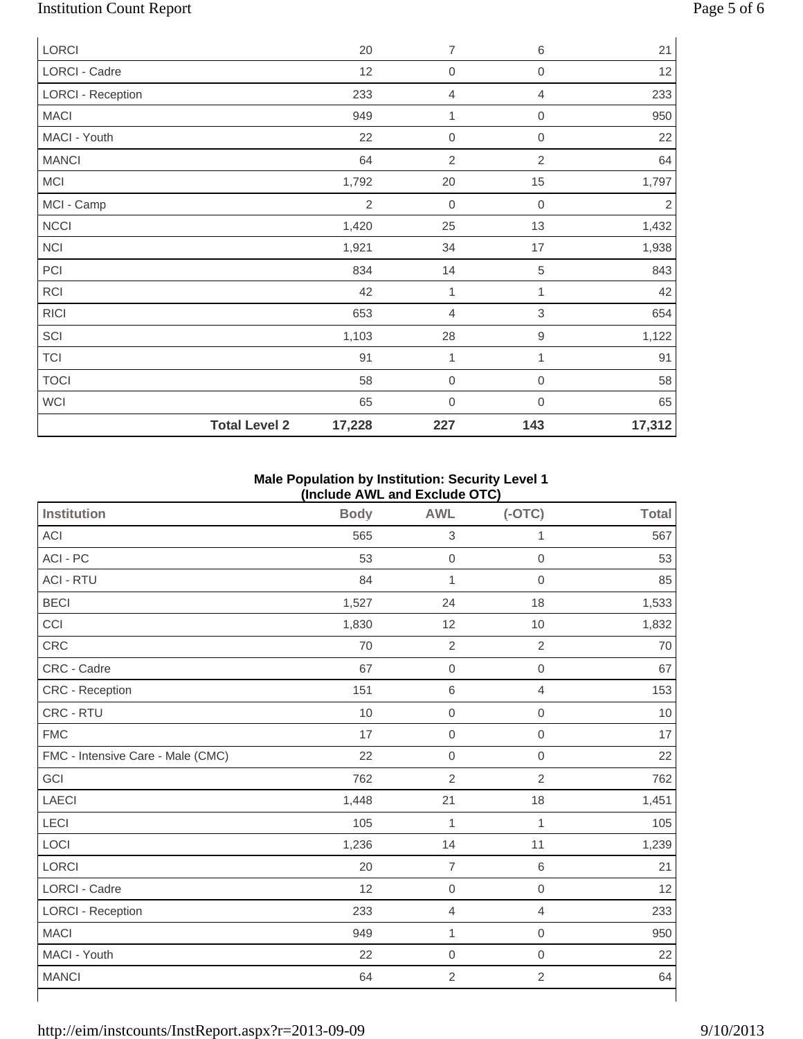| | Body | AWL | (-OTC) | Total |
|---|---|---|---|---|
| LORCI | 20 | 7 | 6 | 21 |
| LORCI - Cadre | 12 | 0 | 0 | 12 |
| LORCI - Reception | 233 | 4 | 4 | 233 |
| MACI | 949 | 1 | 0 | 950 |
| MACI - Youth | 22 | 0 | 0 | 22 |
| MANCI | 64 | 2 | 2 | 64 |
| MCI | 1,792 | 20 | 15 | 1,797 |
| MCI - Camp | 2 | 0 | 0 | 2 |
| NCCI | 1,420 | 25 | 13 | 1,432 |
| NCI | 1,921 | 34 | 17 | 1,938 |
| PCI | 834 | 14 | 5 | 843 |
| RCI | 42 | 1 | 1 | 42 |
| RICI | 653 | 4 | 3 | 654 |
| SCI | 1,103 | 28 | 9 | 1,122 |
| TCI | 91 | 1 | 1 | 91 |
| TOCI | 58 | 0 | 0 | 58 |
| WCI | 65 | 0 | 0 | 65 |
| **Total Level 2** | **17,228** | **227** | **143** | **17,312** |

**Male Population by Institution: Security Level 1 (Include AWL and Exclude OTC)**

| Institution | Body | AWL | (-OTC) | Total |
|---|---|---|---|---|
| ACI | 565 | 3 | 1 | 567 |
| ACI - PC | 53 | 0 | 0 | 53 |
| ACI - RTU | 84 | 1 | 0 | 85 |
| BECI | 1,527 | 24 | 18 | 1,533 |
| CCI | 1,830 | 12 | 10 | 1,832 |
| CRC | 70 | 2 | 2 | 70 |
| CRC - Cadre | 67 | 0 | 0 | 67 |
| CRC - Reception | 151 | 6 | 4 | 153 |
| CRC - RTU | 10 | 0 | 0 | 10 |
| FMC | 17 | 0 | 0 | 17 |
| FMC - Intensive Care - Male (CMC) | 22 | 0 | 0 | 22 |
| GCI | 762 | 2 | 2 | 762 |
| LAECI | 1,448 | 21 | 18 | 1,451 |
| LECI | 105 | 1 | 1 | 105 |
| LOCI | 1,236 | 14 | 11 | 1,239 |
| LORCI | 20 | 7 | 6 | 21 |
| LORCI - Cadre | 12 | 0 | 0 | 12 |
| LORCI - Reception | 233 | 4 | 4 | 233 |
| MACI | 949 | 1 | 0 | 950 |
| MACI - Youth | 22 | 0 | 0 | 22 |
| MANCI | 64 | 2 | 2 | 64 |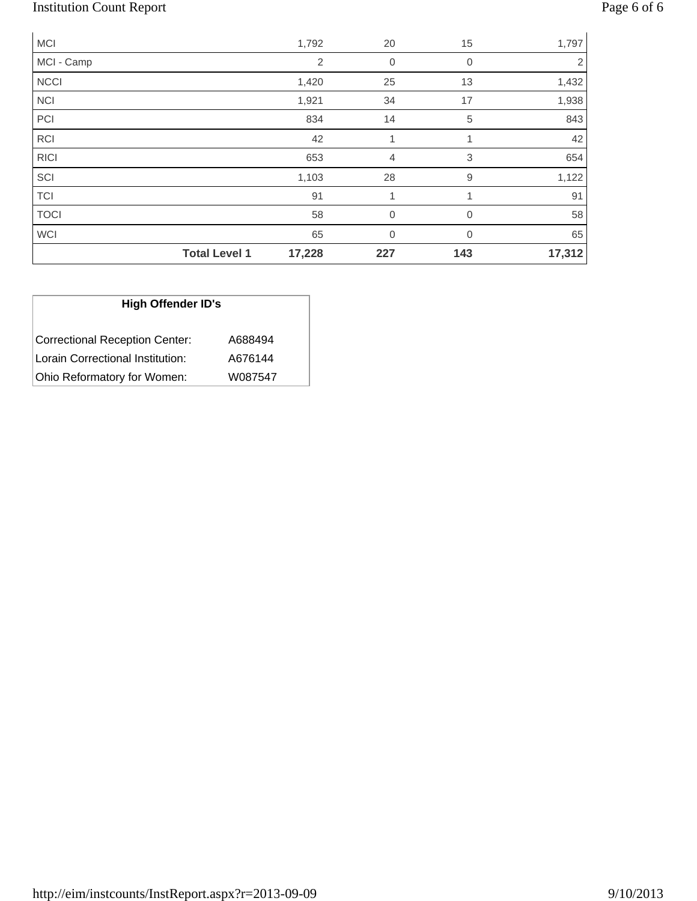| | | | | |
|---|---|---|---|---|
| MCI | 1,792 | 20 | 15 | 1,797 |
| MCI - Camp | 2 | 0 | 0 | 2 |
| NCCI | 1,420 | 25 | 13 | 1,432 |
| NCI | 1,921 | 34 | 17 | 1,938 |
| PCI | 834 | 14 | 5 | 843 |
| RCI | 42 | 1 | 1 | 42 |
| RICI | 653 | 4 | 3 | 654 |
| SCI | 1,103 | 28 | 9 | 1,122 |
| TCI | 91 | 1 | 1 | 91 |
| TOCI | 58 | 0 | 0 | 58 |
| WCI | 65 | 0 | 0 | 65 |
| **Total Level 1** | **17,228** | **227** | **143** | **17,312** |

| High Offender ID's | |
|---|---|
| Correctional Reception Center: | A688494 |
| Lorain Correctional Institution: | A676144 |
| Ohio Reformatory for Women: | W087547 |